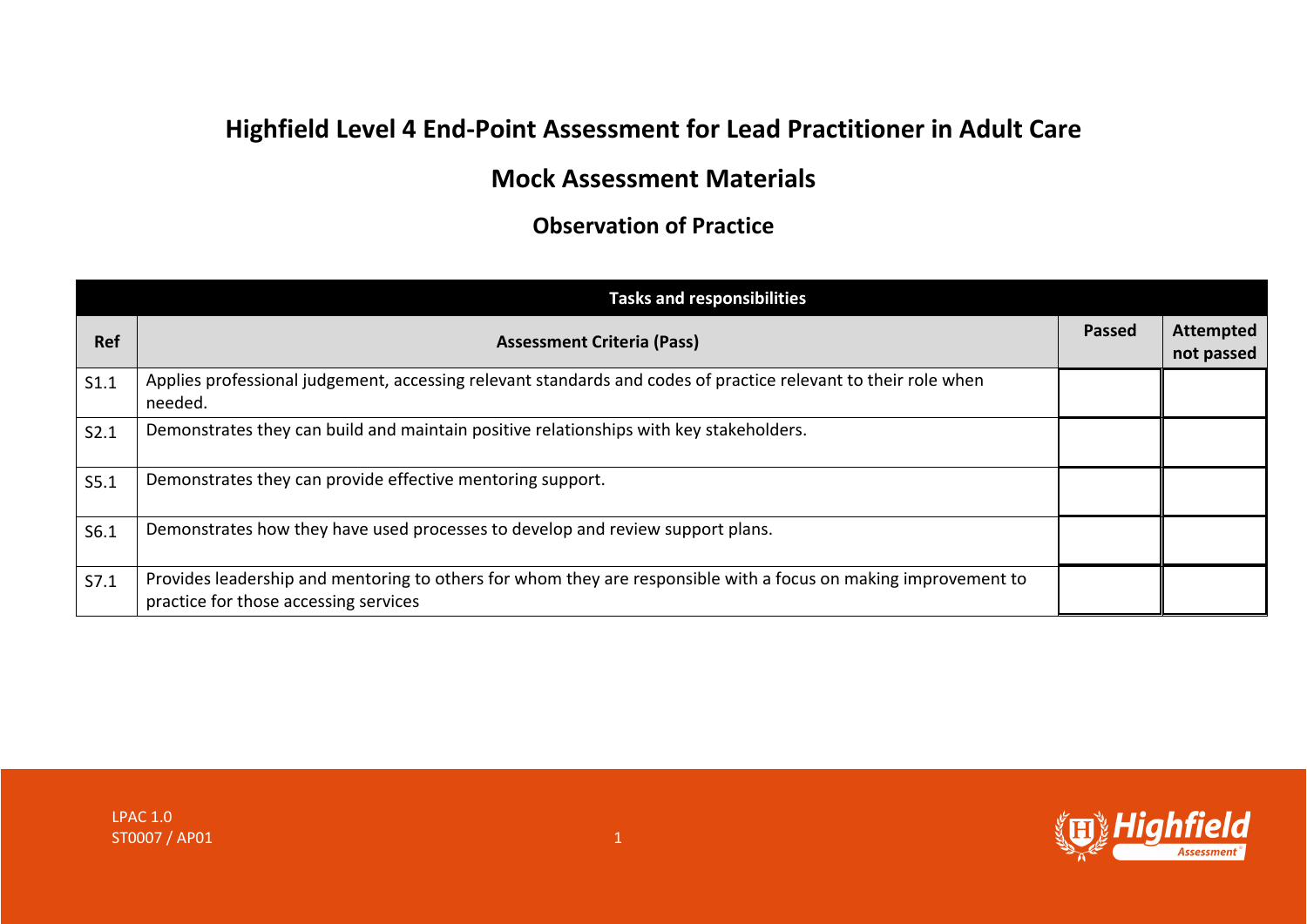# Highfield Level 4 End-Point Assessment for Lead Practitioner in Adult Care

## Mock Assessment Materials

### Observation of Practice

| Tasks and responsibilities | | | |
|---|---|---|---|
| **Ref** | **Assessment Criteria (Pass)** | **Passed** | **Attempted not passed** |
| S1.1 | Applies professional judgement, accessing relevant standards and codes of practice relevant to their role when needed. | | |
| S2.1 | Demonstrates they can build and maintain positive relationships with key stakeholders. | | |
| S5.1 | Demonstrates they can provide effective mentoring support. | | |
| S6.1 | Demonstrates how they have used processes to develop and review support plans. | | |
| S7.1 | Provides leadership and mentoring to others for whom they are responsible with a focus on making improvement to practice for those accessing services | | |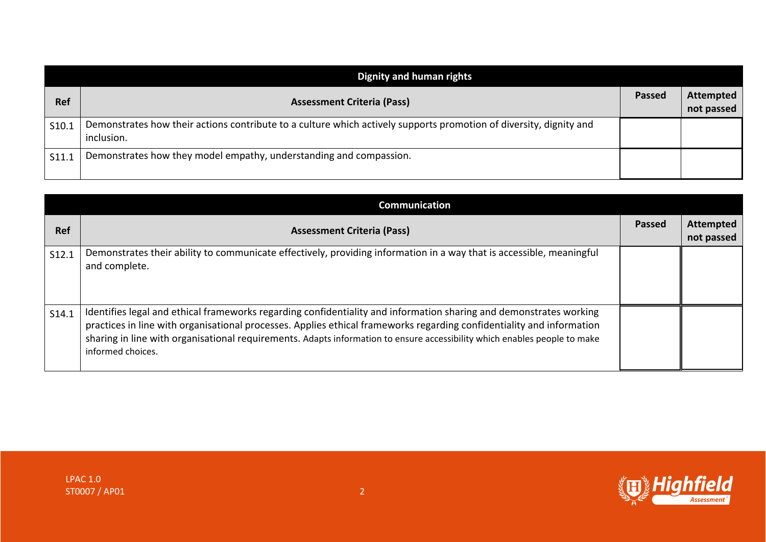| Dignity and human rights | | | |
|---|---|---|---|
| **Ref** | **Assessment Criteria (Pass)** | **Passed** | **Attempted not passed** |
| S10.1 | Demonstrates how their actions contribute to a culture which actively supports promotion of diversity, dignity and inclusion. | | |
| S11.1 | Demonstrates how they model empathy, understanding and compassion. | | |

| Communication | | | |
|---|---|---|---|
| **Ref** | **Assessment Criteria (Pass)** | **Passed** | **Attempted not passed** |
| S12.1 | Demonstrates their ability to communicate effectively, providing information in a way that is accessible, meaningful and complete. | | |
| S14.1 | Identifies legal and ethical frameworks regarding confidentiality and information sharing and demonstrates working practices in line with organisational processes. Applies ethical frameworks regarding confidentiality and information sharing in line with organisational requirements. Adapts information to ensure accessibility which enables people to make informed choices. | | |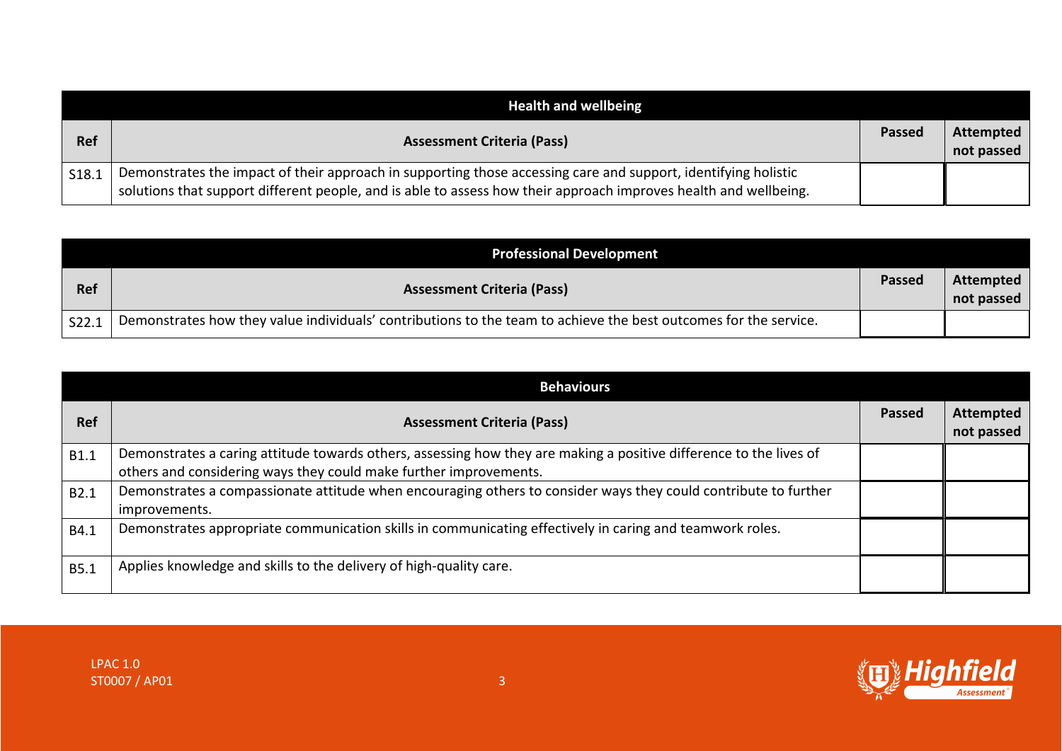| Health and wellbeing | | | |
|---|---|---|---|
| **Ref** | **Assessment Criteria (Pass)** | **Passed** | **Attempted not passed** |
| S18.1 | Demonstrates the impact of their approach in supporting those accessing care and support, identifying holistic solutions that support different people, and is able to assess how their approach improves health and wellbeing. | | |

| Professional Development | | | |
|---|---|---|---|
| **Ref** | **Assessment Criteria (Pass)** | **Passed** | **Attempted not passed** |
| S22.1 | Demonstrates how they value individuals' contributions to the team to achieve the best outcomes for the service. | | |

| Behaviours | | | |
|---|---|---|---|
| **Ref** | **Assessment Criteria (Pass)** | **Passed** | **Attempted not passed** |
| B1.1 | Demonstrates a caring attitude towards others, assessing how they are making a positive difference to the lives of others and considering ways they could make further improvements. | | |
| B2.1 | Demonstrates a compassionate attitude when encouraging others to consider ways they could contribute to further improvements. | | |
| B4.1 | Demonstrates appropriate communication skills in communicating effectively in caring and teamwork roles. | | |
| B5.1 | Applies knowledge and skills to the delivery of high-quality care. | | |